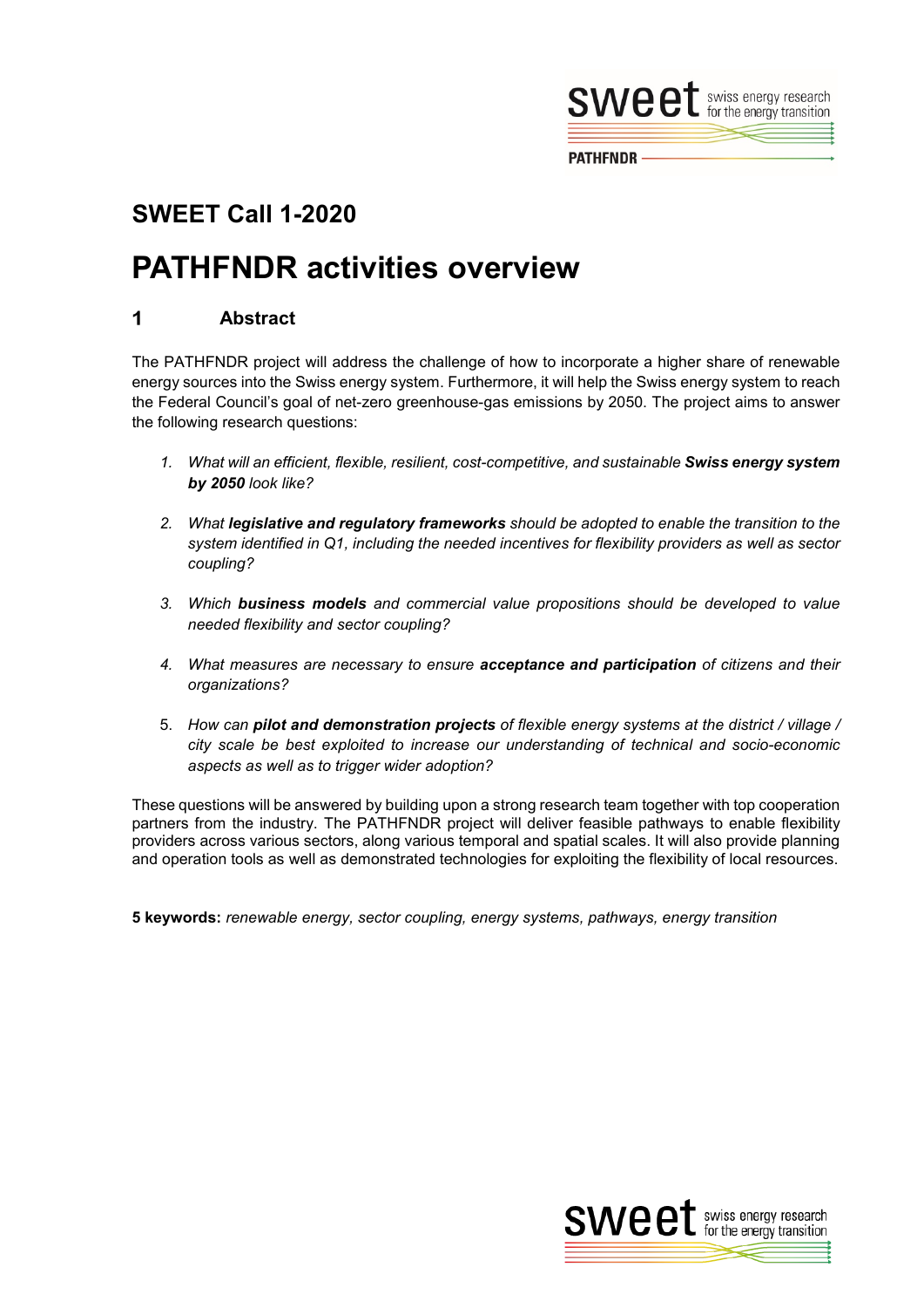## SWEET Call 1-2020

# PATHFNDR activities overview

## 1 Abstract

The PATHFNDR project will address the challenge of how to incorporate a higher share of renewable energy sources into the Swiss energy system. Furthermore, it will help the Swiss energy system to reach the Federal Council's goal of net-zero greenhouse-gas emissions by 2050. The project aims to answer the following research questions:

1. *What will an efficient, flexible, resilient, cost-competitive, and sustainable **Swiss energy system by 2050** look like?*

2. *What **legislative and regulatory frameworks** should be adopted to enable the transition to the system identified in Q1, including the needed incentives for flexibility providers as well as sector coupling?*

3. *Which **business models** and commercial value propositions should be developed to value needed flexibility and sector coupling?*

4. *What measures are necessary to ensure **acceptance and participation** of citizens and their organizations?*

5. *How can **pilot and demonstration projects** of flexible energy systems at the district / village / city scale be best exploited to increase our understanding of technical and socio-economic aspects as well as to trigger wider adoption?*

These questions will be answered by building upon a strong research team together with top cooperation partners from the industry. The PATHFNDR project will deliver feasible pathways to enable flexibility providers across various sectors, along various temporal and spatial scales. It will also provide planning and operation tools as well as demonstrated technologies for exploiting the flexibility of local resources.

**5 keywords:** *renewable energy, sector coupling, energy systems, pathways, energy transition*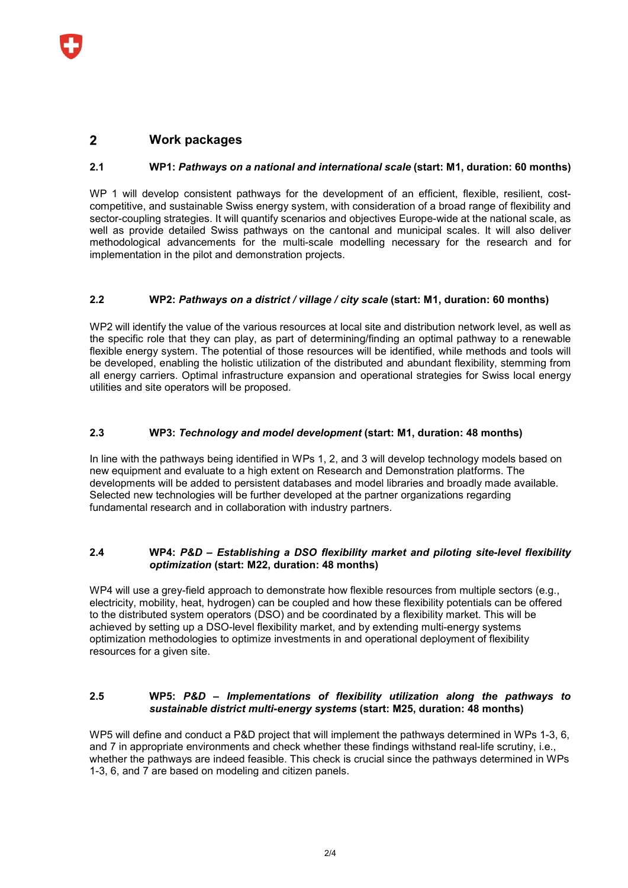## 2 Work packages

### 2.1 WP1: *Pathways on a national and international scale* (start: M1, duration: 60 months)

WP 1 will develop consistent pathways for the development of an efficient, flexible, resilient, cost-competitive, and sustainable Swiss energy system, with consideration of a broad range of flexibility and sector-coupling strategies. It will quantify scenarios and objectives Europe-wide at the national scale, as well as provide detailed Swiss pathways on the cantonal and municipal scales. It will also deliver methodological advancements for the multi-scale modelling necessary for the research and for implementation in the pilot and demonstration projects.

### 2.2 WP2: *Pathways on a district / village / city scale* (start: M1, duration: 60 months)

WP2 will identify the value of the various resources at local site and distribution network level, as well as the specific role that they can play, as part of determining/finding an optimal pathway to a renewable flexible energy system. The potential of those resources will be identified, while methods and tools will be developed, enabling the holistic utilization of the distributed and abundant flexibility, stemming from all energy carriers. Optimal infrastructure expansion and operational strategies for Swiss local energy utilities and site operators will be proposed.

### 2.3 WP3: *Technology and model development* (start: M1, duration: 48 months)

In line with the pathways being identified in WPs 1, 2, and 3 will develop technology models based on new equipment and evaluate to a high extent on Research and Demonstration platforms. The developments will be added to persistent databases and model libraries and broadly made available. Selected new technologies will be further developed at the partner organizations regarding fundamental research and in collaboration with industry partners.

### 2.4 WP4: *P&D – Establishing a DSO flexibility market and piloting site-level flexibility optimization* (start: M22, duration: 48 months)

WP4 will use a grey-field approach to demonstrate how flexible resources from multiple sectors (e.g., electricity, mobility, heat, hydrogen) can be coupled and how these flexibility potentials can be offered to the distributed system operators (DSO) and be coordinated by a flexibility market. This will be achieved by setting up a DSO-level flexibility market, and by extending multi-energy systems optimization methodologies to optimize investments in and operational deployment of flexibility resources for a given site.

### 2.5 WP5: *P&D – Implementations of flexibility utilization along the pathways to sustainable district multi-energy systems* (start: M25, duration: 48 months)

WP5 will define and conduct a P&D project that will implement the pathways determined in WPs 1-3, 6, and 7 in appropriate environments and check whether these findings withstand real-life scrutiny, i.e., whether the pathways are indeed feasible. This check is crucial since the pathways determined in WPs 1-3, 6, and 7 are based on modeling and citizen panels.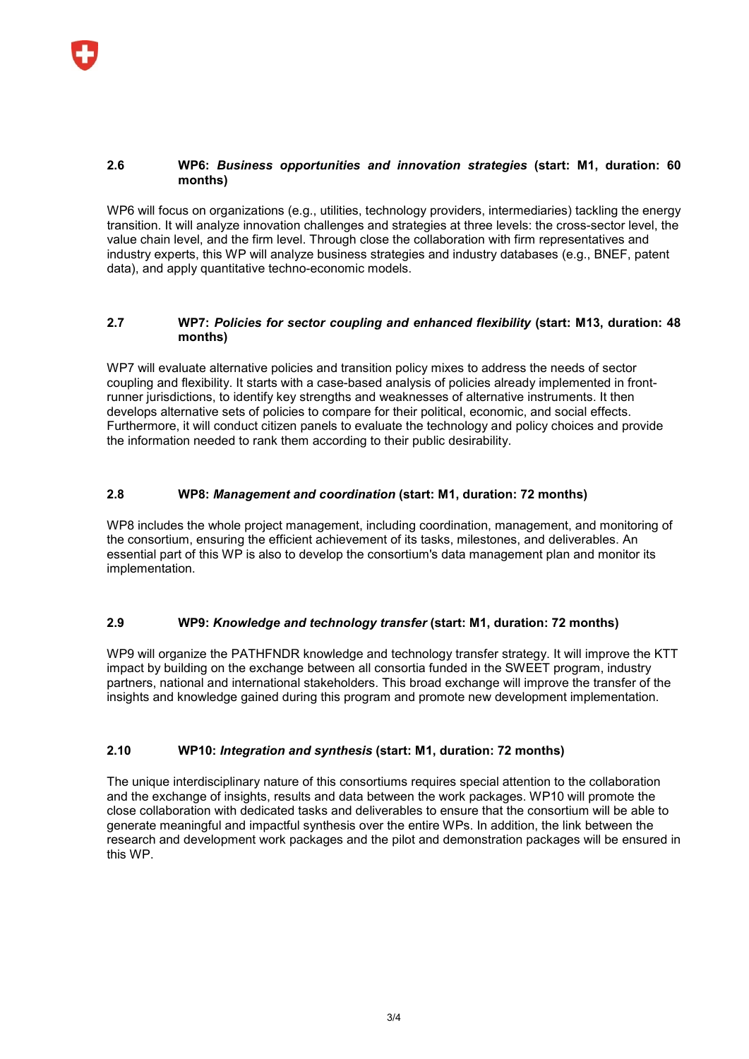## 2.6 WP6: *Business opportunities and innovation strategies* (start: M1, duration: 60 months)

WP6 will focus on organizations (e.g., utilities, technology providers, intermediaries) tackling the energy transition. It will analyze innovation challenges and strategies at three levels: the cross-sector level, the value chain level, and the firm level. Through close the collaboration with firm representatives and industry experts, this WP will analyze business strategies and industry databases (e.g., BNEF, patent data), and apply quantitative techno-economic models.

## 2.7 WP7: *Policies for sector coupling and enhanced flexibility* (start: M13, duration: 48 months)

WP7 will evaluate alternative policies and transition policy mixes to address the needs of sector coupling and flexibility. It starts with a case-based analysis of policies already implemented in front-runner jurisdictions, to identify key strengths and weaknesses of alternative instruments. It then develops alternative sets of policies to compare for their political, economic, and social effects. Furthermore, it will conduct citizen panels to evaluate the technology and policy choices and provide the information needed to rank them according to their public desirability.

## 2.8 WP8: *Management and coordination* (start: M1, duration: 72 months)

WP8 includes the whole project management, including coordination, management, and monitoring of the consortium, ensuring the efficient achievement of its tasks, milestones, and deliverables. An essential part of this WP is also to develop the consortium's data management plan and monitor its implementation.

## 2.9 WP9: *Knowledge and technology transfer* (start: M1, duration: 72 months)

WP9 will organize the PATHFNDR knowledge and technology transfer strategy. It will improve the KTT impact by building on the exchange between all consortia funded in the SWEET program, industry partners, national and international stakeholders. This broad exchange will improve the transfer of the insights and knowledge gained during this program and promote new development implementation.

## 2.10 WP10: *Integration and synthesis* (start: M1, duration: 72 months)

The unique interdisciplinary nature of this consortiums requires special attention to the collaboration and the exchange of insights, results and data between the work packages. WP10 will promote the close collaboration with dedicated tasks and deliverables to ensure that the consortium will be able to generate meaningful and impactful synthesis over the entire WPs. In addition, the link between the research and development work packages and the pilot and demonstration packages will be ensured in this WP.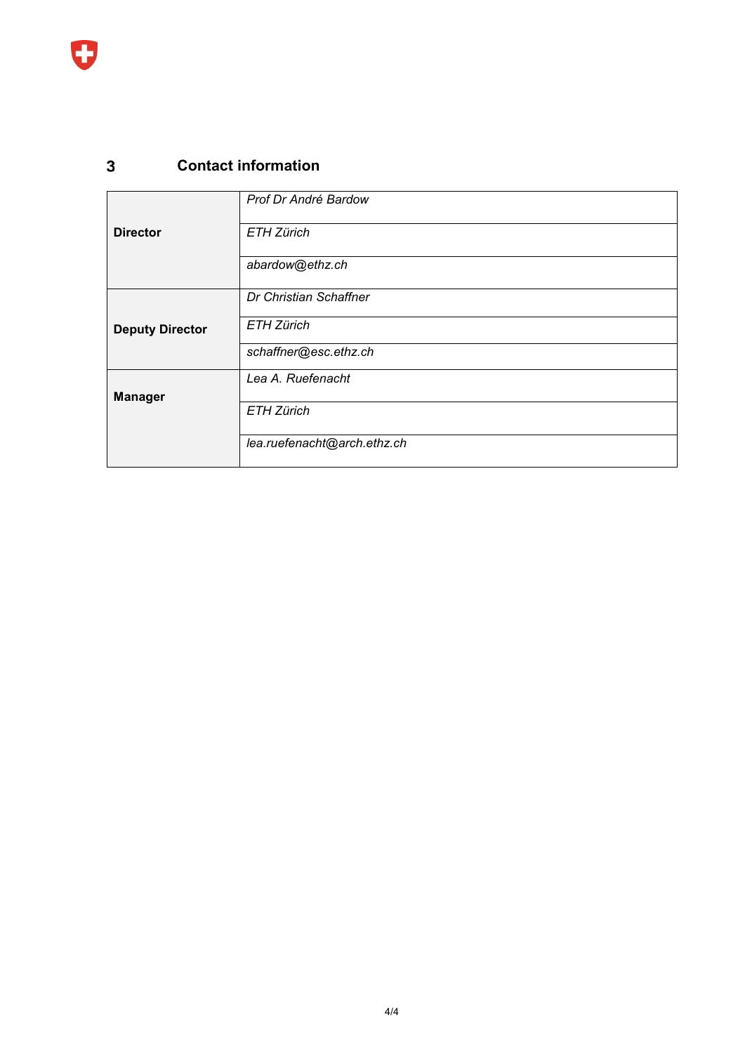## 3 Contact information

| | |
|---|---|
| **Director** | *Prof Dr André Bardow* |
| | *ETH Zürich* |
| | *abardow@ethz.ch* |
| **Deputy Director** | *Dr Christian Schaffner* |
| | *ETH Zürich* |
| | *schaffner@esc.ethz.ch* |
| **Manager** | *Lea A. Ruefenacht* |
| | *ETH Zürich* |
| | *lea.ruefenacht@arch.ethz.ch* |